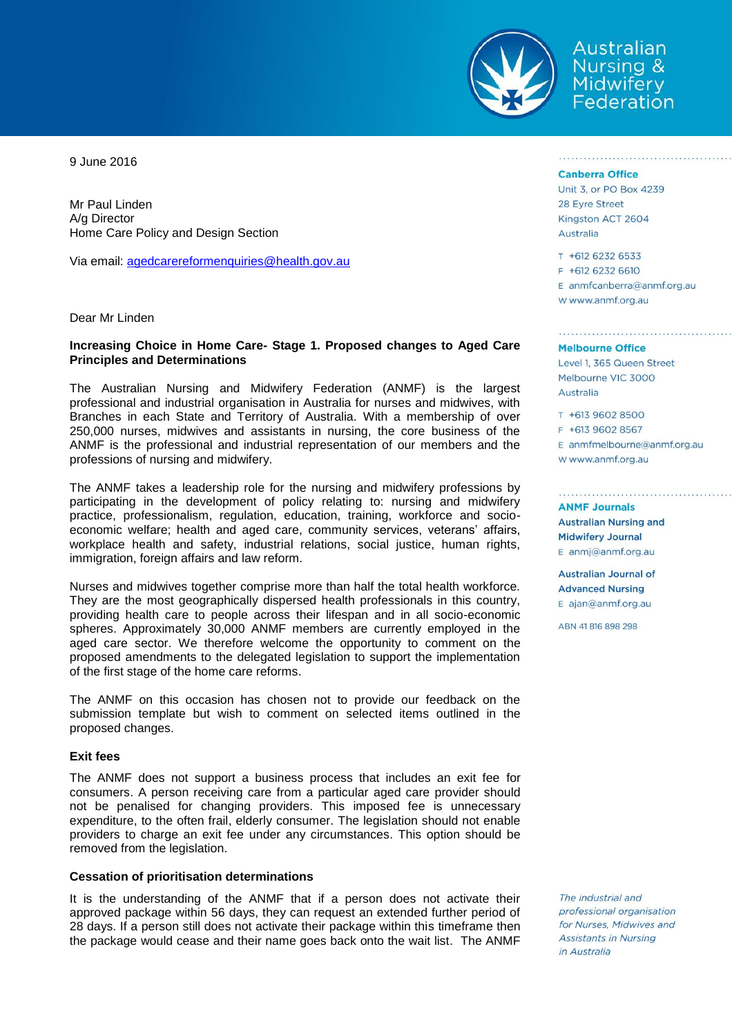Australian Nursing & Midwifery Federation

9 June 2016

Mr Paul Linden
A/g Director
Home Care Policy and Design Section

Via email: agedcarereformenquiries@health.gov.au

Dear Mr Linden

**Increasing Choice in Home Care- Stage 1. Proposed changes to Aged Care Principles and Determinations**

The Australian Nursing and Midwifery Federation (ANMF) is the largest professional and industrial organisation in Australia for nurses and midwives, with Branches in each State and Territory of Australia. With a membership of over 250,000 nurses, midwives and assistants in nursing, the core business of the ANMF is the professional and industrial representation of our members and the professions of nursing and midwifery.

The ANMF takes a leadership role for the nursing and midwifery professions by participating in the development of policy relating to: nursing and midwifery practice, professionalism, regulation, education, training, workforce and socio-economic welfare; health and aged care, community services, veterans' affairs, workplace health and safety, industrial relations, social justice, human rights, immigration, foreign affairs and law reform.

Nurses and midwives together comprise more than half the total health workforce. They are the most geographically dispersed health professionals in this country, providing health care to people across their lifespan and in all socio-economic spheres. Approximately 30,000 ANMF members are currently employed in the aged care sector. We therefore welcome the opportunity to comment on the proposed amendments to the delegated legislation to support the implementation of the first stage of the home care reforms.

The ANMF on this occasion has chosen not to provide our feedback on the submission template but wish to comment on selected items outlined in the proposed changes.

**Exit fees**

The ANMF does not support a business process that includes an exit fee for consumers. A person receiving care from a particular aged care provider should not be penalised for changing providers. This imposed fee is unnecessary expenditure, to the often frail, elderly consumer. The legislation should not enable providers to charge an exit fee under any circumstances. This option should be removed from the legislation.

**Cessation of prioritisation determinations**

It is the understanding of the ANMF that if a person does not activate their approved package within 56 days, they can request an extended further period of 28 days. If a person still does not activate their package within this timeframe then the package would cease and their name goes back onto the wait list. The ANMF

**Canberra Office**
Unit 3, or PO Box 4239
28 Eyre Street
Kingston ACT 2604
Australia

T +612 6232 6533
F +612 6232 6610
E anmfcanberra@anmf.org.au
W www.anmf.org.au

**Melbourne Office**
Level 1, 365 Queen Street
Melbourne VIC 3000
Australia

T +613 9602 8500
F +613 9602 8567
E anmfmelbourne@anmf.org.au
W www.anmf.org.au

**ANMF Journals**
**Australian Nursing and Midwifery Journal**
E anmj@anmf.org.au

**Australian Journal of Advanced Nursing**
E ajan@anmf.org.au

ABN 41 816 898 298

*The industrial and professional organisation for Nurses, Midwives and Assistants in Nursing in Australia*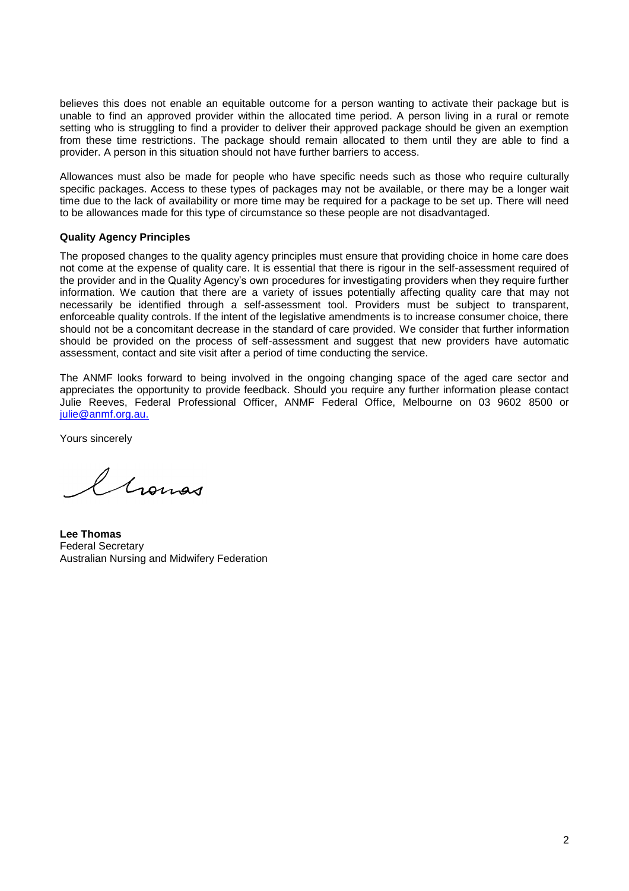believes this does not enable an equitable outcome for a person wanting to activate their package but is unable to find an approved provider within the allocated time period. A person living in a rural or remote setting who is struggling to find a provider to deliver their approved package should be given an exemption from these time restrictions. The package should remain allocated to them until they are able to find a provider. A person in this situation should not have further barriers to access.

Allowances must also be made for people who have specific needs such as those who require culturally specific packages. Access to these types of packages may not be available, or there may be a longer wait time due to the lack of availability or more time may be required for a package to be set up. There will need to be allowances made for this type of circumstance so these people are not disadvantaged.

**Quality Agency Principles**

The proposed changes to the quality agency principles must ensure that providing choice in home care does not come at the expense of quality care. It is essential that there is rigour in the self-assessment required of the provider and in the Quality Agency's own procedures for investigating providers when they require further information. We caution that there are a variety of issues potentially affecting quality care that may not necessarily be identified through a self-assessment tool. Providers must be subject to transparent, enforceable quality controls. If the intent of the legislative amendments is to increase consumer choice, there should not be a concomitant decrease in the standard of care provided. We consider that further information should be provided on the process of self-assessment and suggest that new providers have automatic assessment, contact and site visit after a period of time conducting the service.

The ANMF looks forward to being involved in the ongoing changing space of the aged care sector and appreciates the opportunity to provide feedback. Should you require any further information please contact Julie Reeves, Federal Professional Officer, ANMF Federal Office, Melbourne on 03 9602 8500 or julie@anmf.org.au.

Yours sincerely

**Lee Thomas**
Federal Secretary
Australian Nursing and Midwifery Federation